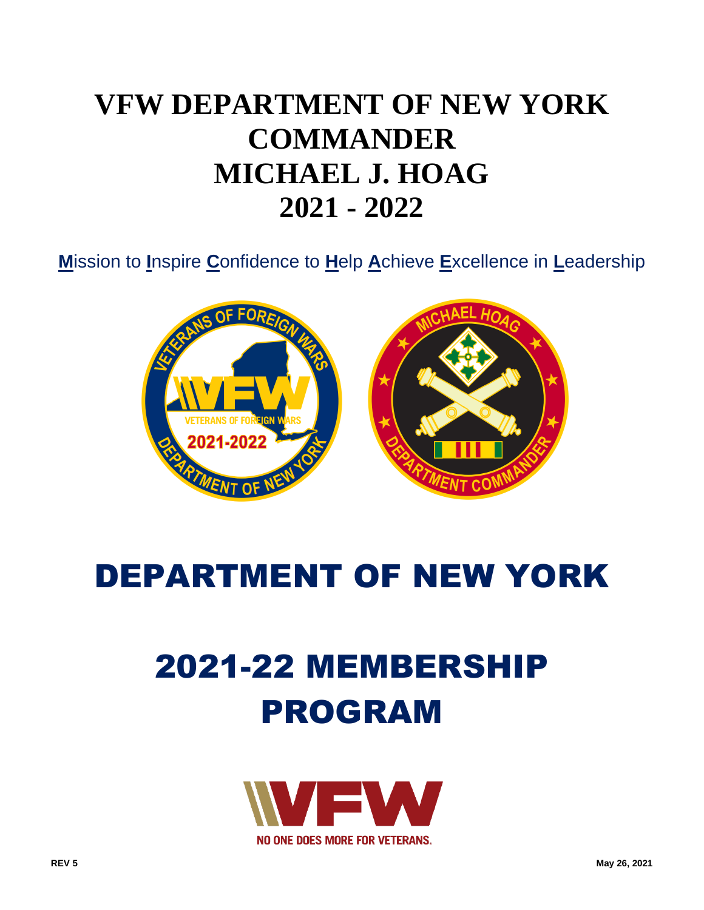# VFW DEPARTMENT OF NEW YORK COMMANDER MICHAEL J. HOAG 2021 - 2022

**M**ission to **I**nspire **C**onfidence to **H**elp **A**chieve **E**xcellence in **L**eadership

# DEPARTMENT OF NEW YORK

# 2021-22 MEMBERSHIP PROGRAM

NO ONE DOES MORE FOR VETERANS.

REV 5

May 26, 2021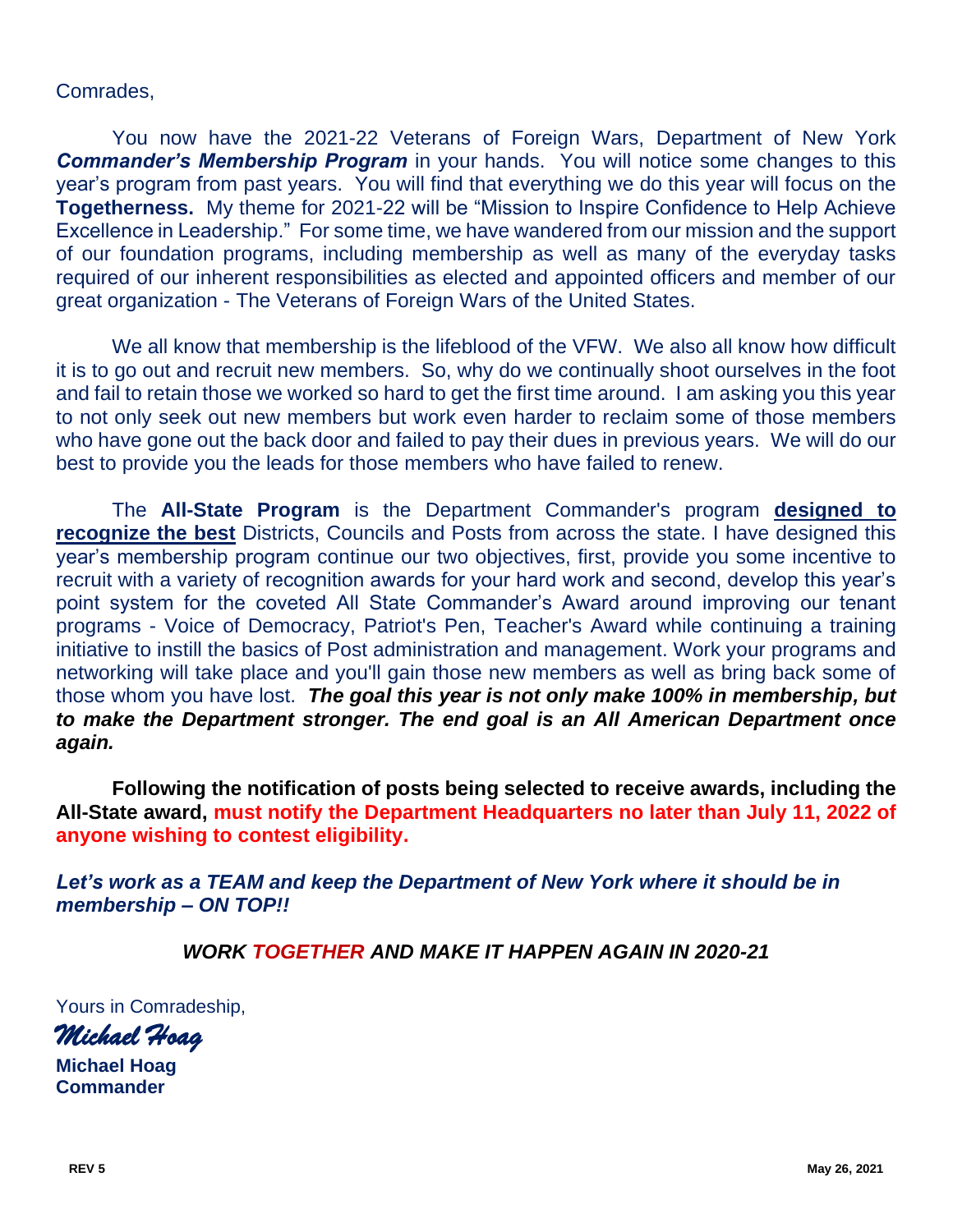Comrades,

You now have the 2021-22 Veterans of Foreign Wars, Department of New York ***Commander's Membership Program*** in your hands. You will notice some changes to this year's program from past years. You will find that everything we do this year will focus on the **Togetherness.** My theme for 2021-22 will be "Mission to Inspire Confidence to Help Achieve Excellence in Leadership." For some time, we have wandered from our mission and the support of our foundation programs, including membership as well as many of the everyday tasks required of our inherent responsibilities as elected and appointed officers and member of our great organization - The Veterans of Foreign Wars of the United States.

We all know that membership is the lifeblood of the VFW. We also all know how difficult it is to go out and recruit new members. So, why do we continually shoot ourselves in the foot and fail to retain those we worked so hard to get the first time around. I am asking you this year to not only seek out new members but work even harder to reclaim some of those members who have gone out the back door and failed to pay their dues in previous years. We will do our best to provide you the leads for those members who have failed to renew.

The **All-State Program** is the Department Commander's program **designed to recognize the best** Districts, Councils and Posts from across the state. I have designed this year's membership program continue our two objectives, first, provide you some incentive to recruit with a variety of recognition awards for your hard work and second, develop this year's point system for the coveted All State Commander's Award around improving our tenant programs - Voice of Democracy, Patriot's Pen, Teacher's Award while continuing a training initiative to instill the basics of Post administration and management. Work your programs and networking will take place and you'll gain those new members as well as bring back some of those whom you have lost. ***The goal this year is not only make 100% in membership, but to make the Department stronger. The end goal is an All American Department once again.***

**Following the notification of posts being selected to receive awards, including the All-State award, must notify the Department Headquarters no later than July 11, 2022 of anyone wishing to contest eligibility.**

***Let's work as a TEAM and keep the Department of New York where it should be in membership – ON TOP!!***

***WORK TOGETHER AND MAKE IT HAPPEN AGAIN IN 2020-21***

Yours in Comradeship,

*Michael Hoag*

**Michael Hoag**
**Commander**

REV 5 May 26, 2021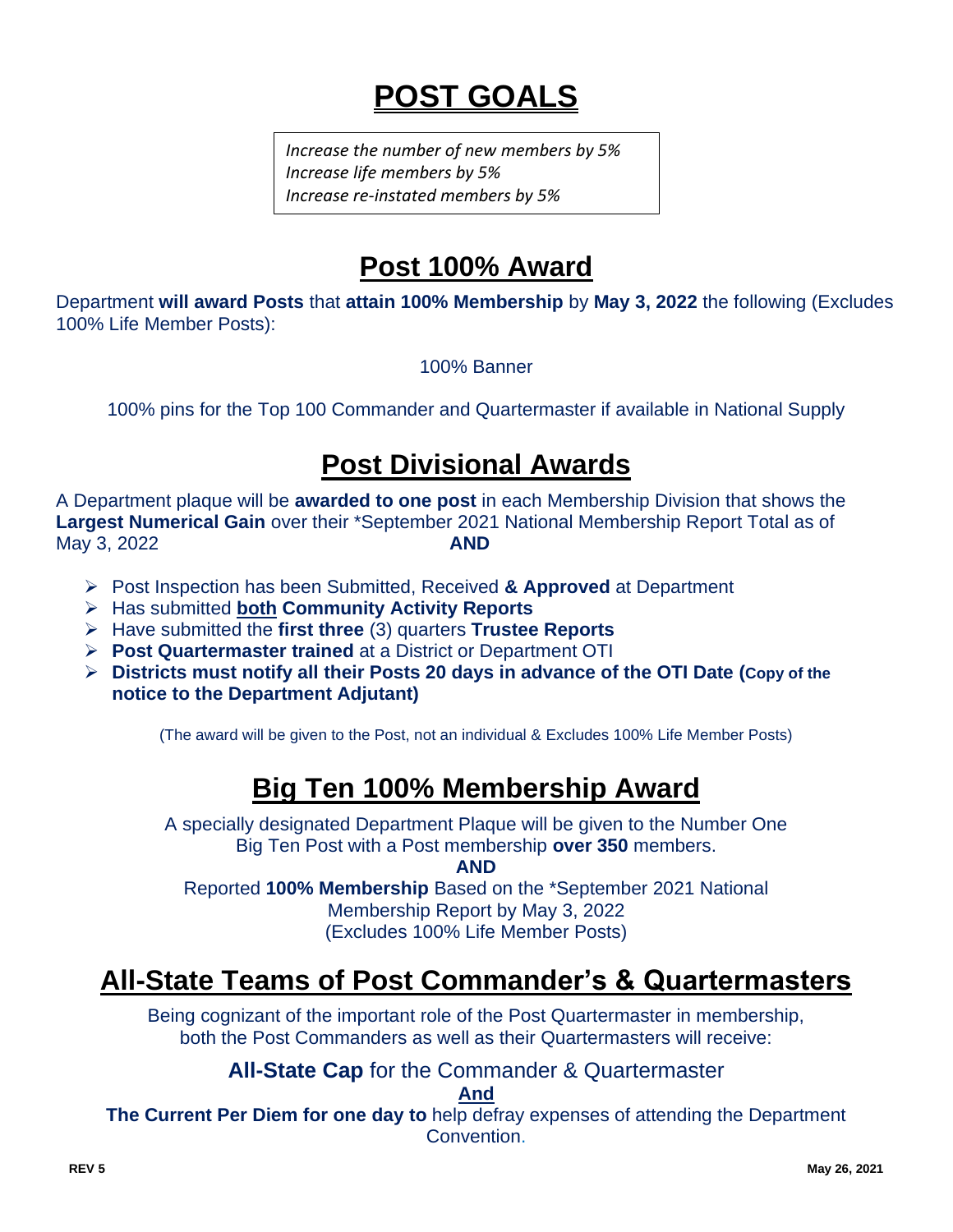# POST GOALS

*Increase the number of new members by 5%*
*Increase life members by 5%*
*Increase re-instated members by 5%*

## Post 100% Award

Department **will award Posts** that **attain 100% Membership** by **May 3, 2022** the following (Excludes 100% Life Member Posts):

100% Banner

100% pins for the Top 100 Commander and Quartermaster if available in National Supply

## Post Divisional Awards

A Department plaque will be **awarded to one post** in each Membership Division that shows the **Largest Numerical Gain** over their *September 2021 National Membership Report Total as of May 3, 2022 **AND**

- Post Inspection has been Submitted, Received **& Approved** at Department
- Has submitted **both Community Activity Reports**
- Have submitted the **first three** (3) quarters **Trustee Reports**
- **Post Quartermaster trained** at a District or Department OTI
- **Districts must notify all their Posts 20 days in advance of the OTI Date (Copy of the notice to the Department Adjutant)**

(The award will be given to the Post, not an individual & Excludes 100% Life Member Posts)

## Big Ten 100% Membership Award

A specially designated Department Plaque will be given to the Number One Big Ten Post with a Post membership **over 350** members.

**AND**

Reported **100% Membership** Based on the *September 2021 National Membership Report by May 3, 2022 (Excludes 100% Life Member Posts)

## All-State Teams of Post Commander's & Quartermasters

Being cognizant of the important role of the Post Quartermaster in membership, both the Post Commanders as well as their Quartermasters will receive:

**All-State Cap** for the Commander & Quartermaster

**And**

**The Current Per Diem for one day to** help defray expenses of attending the Department Convention.

REV 5 May 26, 2021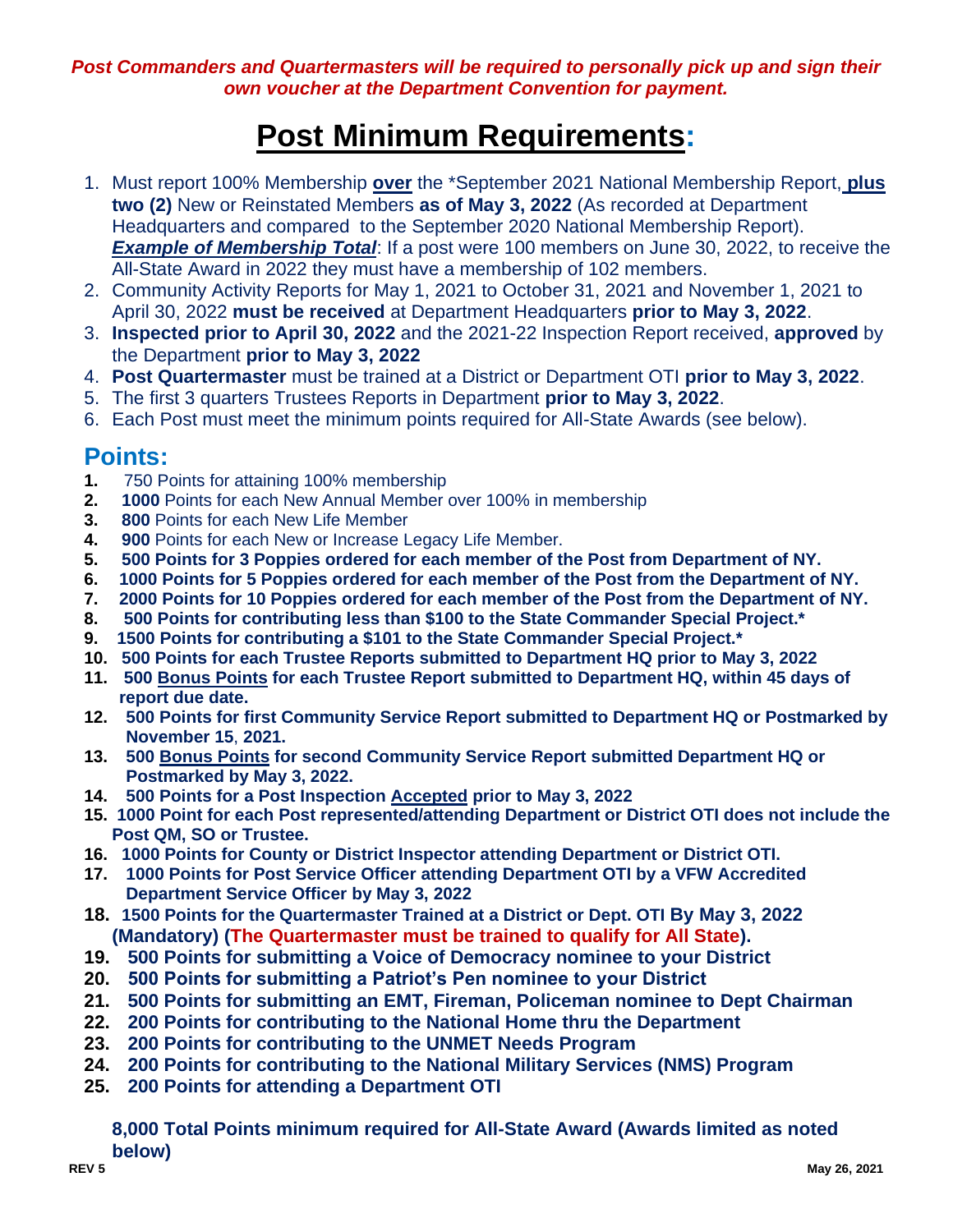***Post Commanders and Quartermasters will be required to personally pick up and sign their own voucher at the Department Convention for payment.***

# Post Minimum Requirements:

1. Must report 100% Membership **over** the *September 2021 National Membership Report, **plus two (2)** New or Reinstated Members **as of May 3, 2022** (As recorded at Department Headquarters and compared to the September 2020 National Membership Report). ***Example of Membership Total***: If a post were 100 members on June 30, 2022, to receive the All-State Award in 2022 they must have a membership of 102 members.
2. Community Activity Reports for May 1, 2021 to October 31, 2021 and November 1, 2021 to April 30, 2022 **must be received** at Department Headquarters **prior to May 3, 2022**.
3. **Inspected prior to April 30, 2022** and the 2021-22 Inspection Report received, **approved** by the Department **prior to May 3, 2022**
4. **Post Quartermaster** must be trained at a District or Department OTI **prior to May 3, 2022**.
5. The first 3 quarters Trustees Reports in Department **prior to May 3, 2022**.
6. Each Post must meet the minimum points required for All-State Awards (see below).

## Points:

1. 750 Points for attaining 100% membership
2. **1000** Points for each New Annual Member over 100% in membership
3. **800** Points for each New Life Member
4. **900** Points for each New or Increase Legacy Life Member.
5. **500 Points for 3 Poppies ordered for each member of the Post from Department of NY.**
6. **1000 Points for 5 Poppies ordered for each member of the Post from the Department of NY.**
7. **2000 Points for 10 Poppies ordered for each member of the Post from the Department of NY.**
8. **500 Points for contributing less than $100 to the State Commander Special Project.***
9. **1500 Points for contributing a $101 to the State Commander Special Project.***
10. **500 Points for each Trustee Reports submitted to Department HQ prior to May 3, 2022**
11. **500 Bonus Points for each Trustee Report submitted to Department HQ, within 45 days of report due date.**
12. **500 Points for first Community Service Report submitted to Department HQ or Postmarked by November 15, 2021.**
13. **500 Bonus Points for second Community Service Report submitted Department HQ or Postmarked by May 3, 2022.**
14. **500 Points for a Post Inspection Accepted prior to May 3, 2022**
15. **1000 Point for each Post represented/attending Department or District OTI does not include the Post QM, SO or Trustee.**
16. **1000 Points for County or District Inspector attending Department or District OTI.**
17. **1000 Points for Post Service Officer attending Department OTI by a VFW Accredited Department Service Officer by May 3, 2022**
18. **1500 Points for the Quartermaster Trained at a District or Dept. OTI By May 3, 2022 (Mandatory) (The Quartermaster must be trained to qualify for All State).**
19. **500 Points for submitting a Voice of Democracy nominee to your District**
20. **500 Points for submitting a Patriot's Pen nominee to your District**
21. **500 Points for submitting an EMT, Fireman, Policeman nominee to Dept Chairman**
22. **200 Points for contributing to the National Home thru the Department**
23. **200 Points for contributing to the UNMET Needs Program**
24. **200 Points for contributing to the National Military Services (NMS) Program**
25. **200 Points for attending a Department OTI**

**8,000 Total Points minimum required for All-State Award (Awards limited as noted below)**

**REV 5** **May 26, 2021**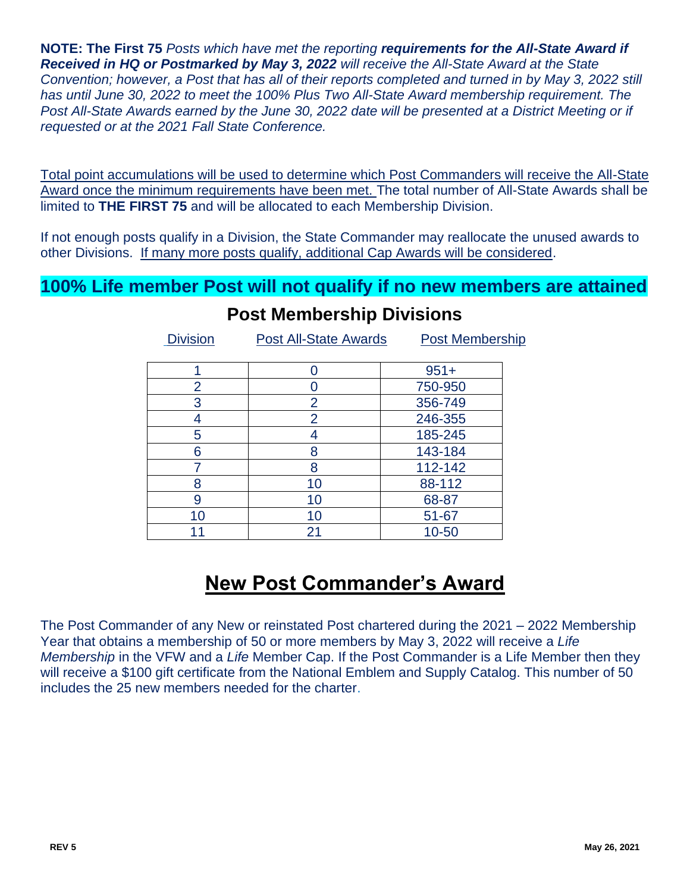**NOTE: The First 75** *Posts which have met the reporting* ***requirements for the All-State Award if Received in HQ or Postmarked by May 3, 2022*** *will receive the All-State Award at the State Convention; however, a Post that has all of their reports completed and turned in by May 3, 2022 still has until June 30, 2022 to meet the 100% Plus Two All-State Award membership requirement. The Post All-State Awards earned by the June 30, 2022 date will be presented at a District Meeting or if requested or at the 2021 Fall State Conference.*

Total point accumulations will be used to determine which Post Commanders will receive the All-State Award once the minimum requirements have been met. The total number of All-State Awards shall be limited to **THE FIRST 75** and will be allocated to each Membership Division.

If not enough posts qualify in a Division, the State Commander may reallocate the unused awards to other Divisions. If many more posts qualify, additional Cap Awards will be considered.

## 100% Life member Post will not qualify if no new members are attained

## Post Membership Divisions

| Division | Post All-State Awards | Post Membership |
|---|---|---|
| 1 | 0 | 951+ |
| 2 | 0 | 750-950 |
| 3 | 2 | 356-749 |
| 4 | 2 | 246-355 |
| 5 | 4 | 185-245 |
| 6 | 8 | 143-184 |
| 7 | 8 | 112-142 |
| 8 | 10 | 88-112 |
| 9 | 10 | 68-87 |
| 10 | 10 | 51-67 |
| 11 | 21 | 10-50 |

# New Post Commander's Award

The Post Commander of any New or reinstated Post chartered during the 2021 – 2022 Membership Year that obtains a membership of 50 or more members by May 3, 2022 will receive a *Life Membership* in the VFW and a *Life* Member Cap. If the Post Commander is a Life Member then they will receive a $100 gift certificate from the National Emblem and Supply Catalog. This number of 50 includes the 25 new members needed for the charter.

**REV 5** **May 26, 2021**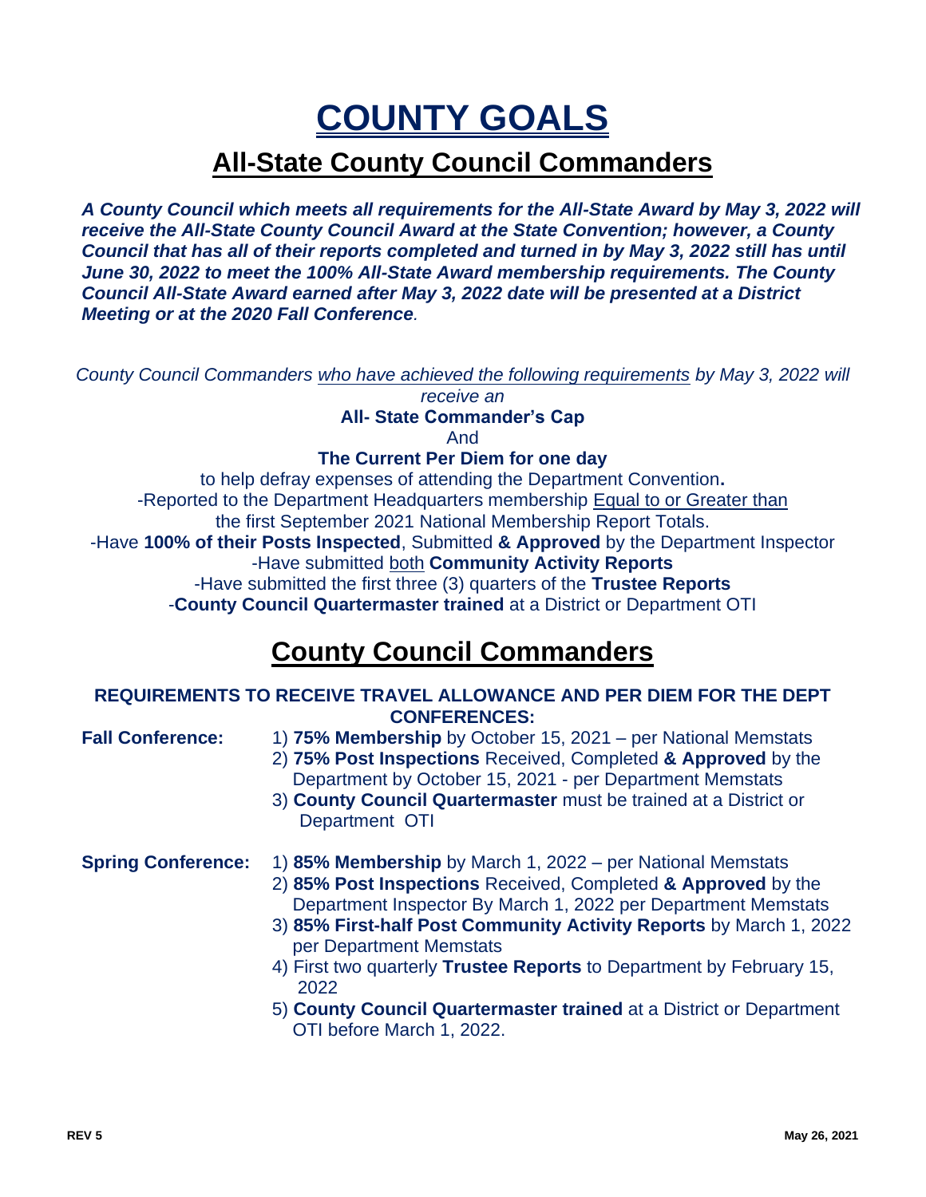# COUNTY GOALS

## All-State County Council Commanders

***A County Council which meets all requirements for the All-State Award by May 3, 2022 will receive the All-State County Council Award at the State Convention; however, a County Council that has all of their reports completed and turned in by May 3, 2022 still has until June 30, 2022 to meet the 100% All-State Award membership requirements. The County Council All-State Award earned after May 3, 2022 date will be presented at a District Meeting or at the 2020 Fall Conference.***

*County Council Commanders who have achieved the following requirements by May 3, 2022 will receive an*

**All- State Commander's Cap**

And

**The Current Per Diem for one day**

to help defray expenses of attending the Department Convention**.**

-Reported to the Department Headquarters membership Equal to or Greater than the first September 2021 National Membership Report Totals.

-Have **100% of their Posts Inspected**, Submitted **& Approved** by the Department Inspector

-Have submitted both **Community Activity Reports**

-Have submitted the first three (3) quarters of the **Trustee Reports**

-**County Council Quartermaster trained** at a District or Department OTI

## County Council Commanders

**REQUIREMENTS TO RECEIVE TRAVEL ALLOWANCE AND PER DIEM FOR THE DEPT CONFERENCES:**

**Fall Conference:**

1) **75% Membership** by October 15, 2021 – per National Memstats
2) **75% Post Inspections** Received, Completed **& Approved** by the Department by October 15, 2021 - per Department Memstats
3) **County Council Quartermaster** must be trained at a District or Department OTI

**Spring Conference:**

1) **85% Membership** by March 1, 2022 – per National Memstats
2) **85% Post Inspections** Received, Completed **& Approved** by the Department Inspector By March 1, 2022 per Department Memstats
3) **85% First-half Post Community Activity Reports** by March 1, 2022 per Department Memstats
4) First two quarterly **Trustee Reports** to Department by February 15, 2022
5) **County Council Quartermaster trained** at a District or Department OTI before March 1, 2022.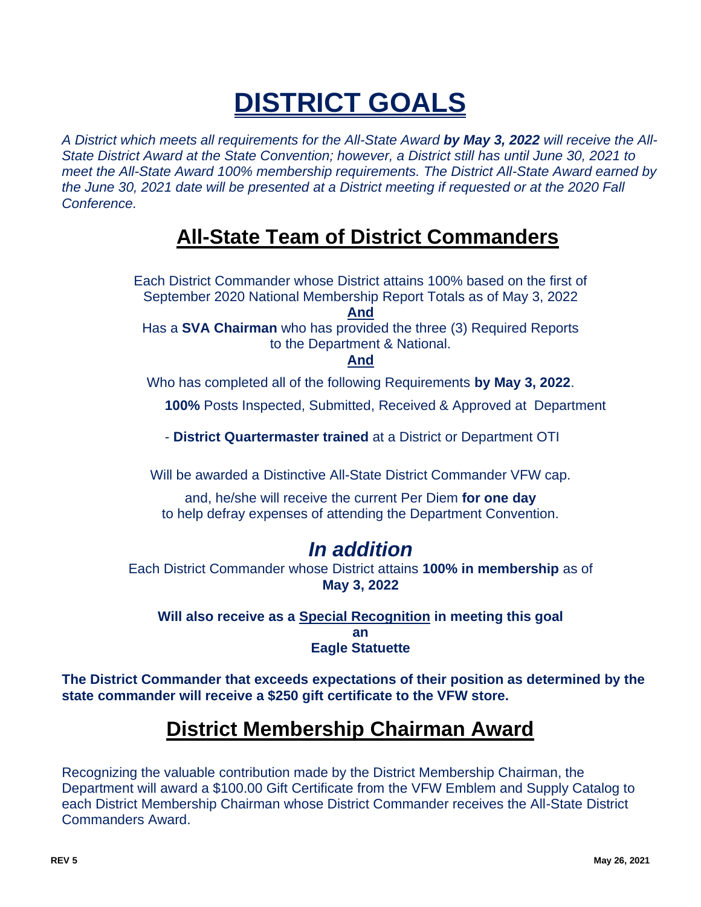# DISTRICT GOALS

*A District which meets all requirements for the All-State Award **by May 3, 2022** will receive the All-State District Award at the State Convention; however, a District still has until June 30, 2021 to meet the All-State Award 100% membership requirements. The District All-State Award earned by the June 30, 2021 date will be presented at a District meeting if requested or at the 2020 Fall Conference.*

## All-State Team of District Commanders

Each District Commander whose District attains 100% based on the first of September 2020 National Membership Report Totals as of May 3, 2022

**And**

Has a **SVA Chairman** who has provided the three (3) Required Reports to the Department & National.

**And**

Who has completed all of the following Requirements **by May 3, 2022**.

**100%** Posts Inspected, Submitted, Received & Approved at Department

- **District Quartermaster trained** at a District or Department OTI

Will be awarded a Distinctive All-State District Commander VFW cap.

and, he/she will receive the current Per Diem **for one day** to help defray expenses of attending the Department Convention.

## *In addition*

Each District Commander whose District attains **100% in membership** as of **May 3, 2022**

**Will also receive as a Special Recognition in meeting this goal an Eagle Statuette**

**The District Commander that exceeds expectations of their position as determined by the state commander will receive a $250 gift certificate to the VFW store.**

## District Membership Chairman Award

Recognizing the valuable contribution made by the District Membership Chairman, the Department will award a $100.00 Gift Certificate from the VFW Emblem and Supply Catalog to each District Membership Chairman whose District Commander receives the All-State District Commanders Award.

REV 5 May 26, 2021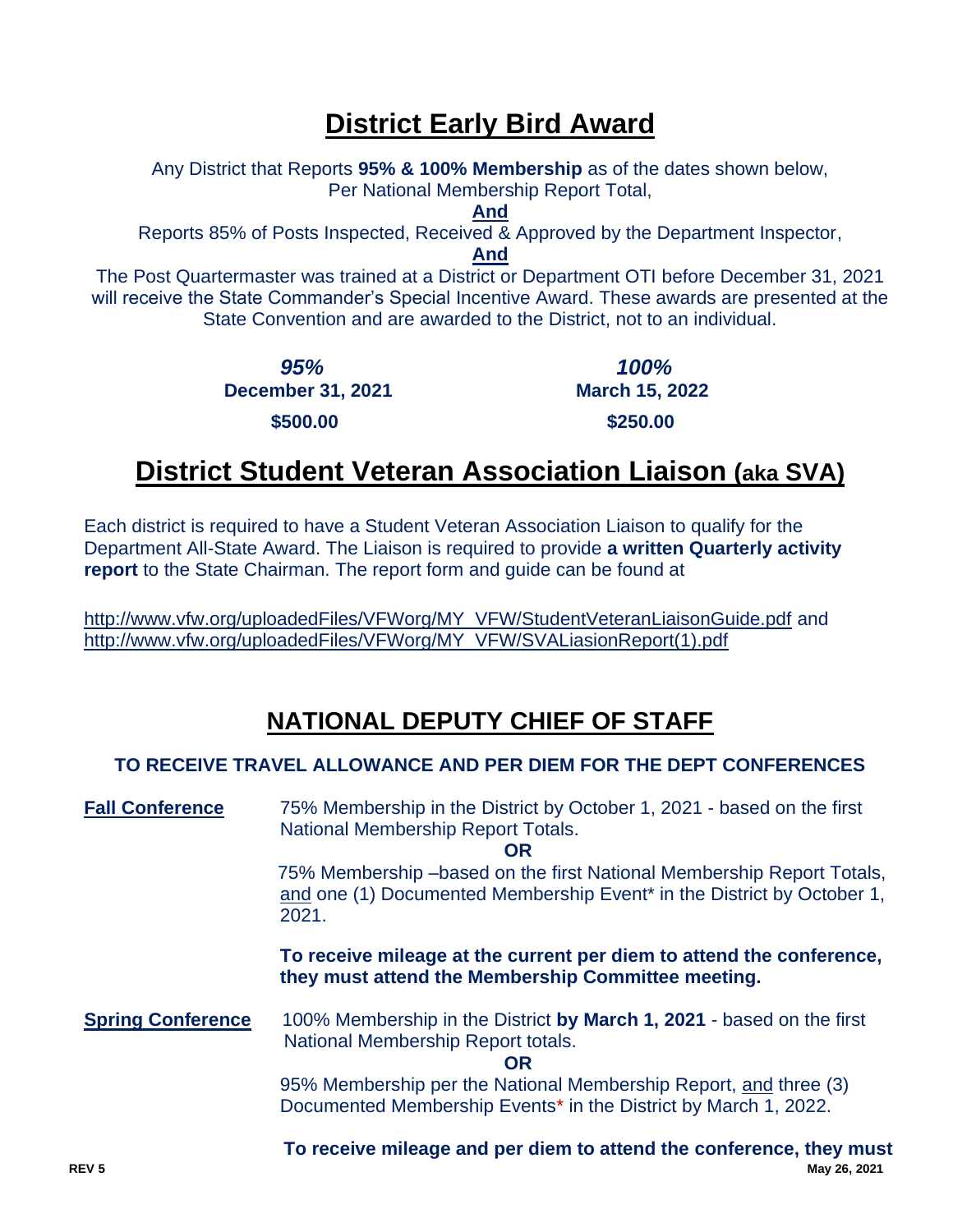# District Early Bird Award

Any District that Reports **95% & 100% Membership** as of the dates shown below, Per National Membership Report Total,

**And**

Reports 85% of Posts Inspected, Received & Approved by the Department Inspector,

**And**

The Post Quartermaster was trained at a District or Department OTI before December 31, 2021 will receive the State Commander's Special Incentive Award. These awards are presented at the State Convention and are awarded to the District, not to an individual.

| | |
|---|---|
| ***95%*** | ***100%*** |
| **December 31, 2021** | **March 15, 2022** |
| **$500.00** | **$250.00** |

# District Student Veteran Association Liaison (aka SVA)

Each district is required to have a Student Veteran Association Liaison to qualify for the Department All-State Award. The Liaison is required to provide **a written Quarterly activity report** to the State Chairman. The report form and guide can be found at

http://www.vfw.org/uploadedFiles/VFWorg/MY_VFW/StudentVeteranLiaisonGuide.pdf and http://www.vfw.org/uploadedFiles/VFWorg/MY_VFW/SVALiasionReport(1).pdf

# NATIONAL DEPUTY CHIEF OF STAFF

### TO RECEIVE TRAVEL ALLOWANCE AND PER DIEM FOR THE DEPT CONFERENCES

**Fall Conference**

75% Membership in the District by October 1, 2021 - based on the first National Membership Report Totals.

**OR**

75% Membership –based on the first National Membership Report Totals, and one (1) Documented Membership Event* in the District by October 1, 2021.

**To receive mileage at the current per diem to attend the conference, they must attend the Membership Committee meeting.**

**Spring Conference**

100% Membership in the District **by March 1, 2021** - based on the first National Membership Report totals.

**OR**

95% Membership per the National Membership Report, and three (3) Documented Membership Events* in the District by March 1, 2022.

**To receive mileage and per diem to attend the conference, they must**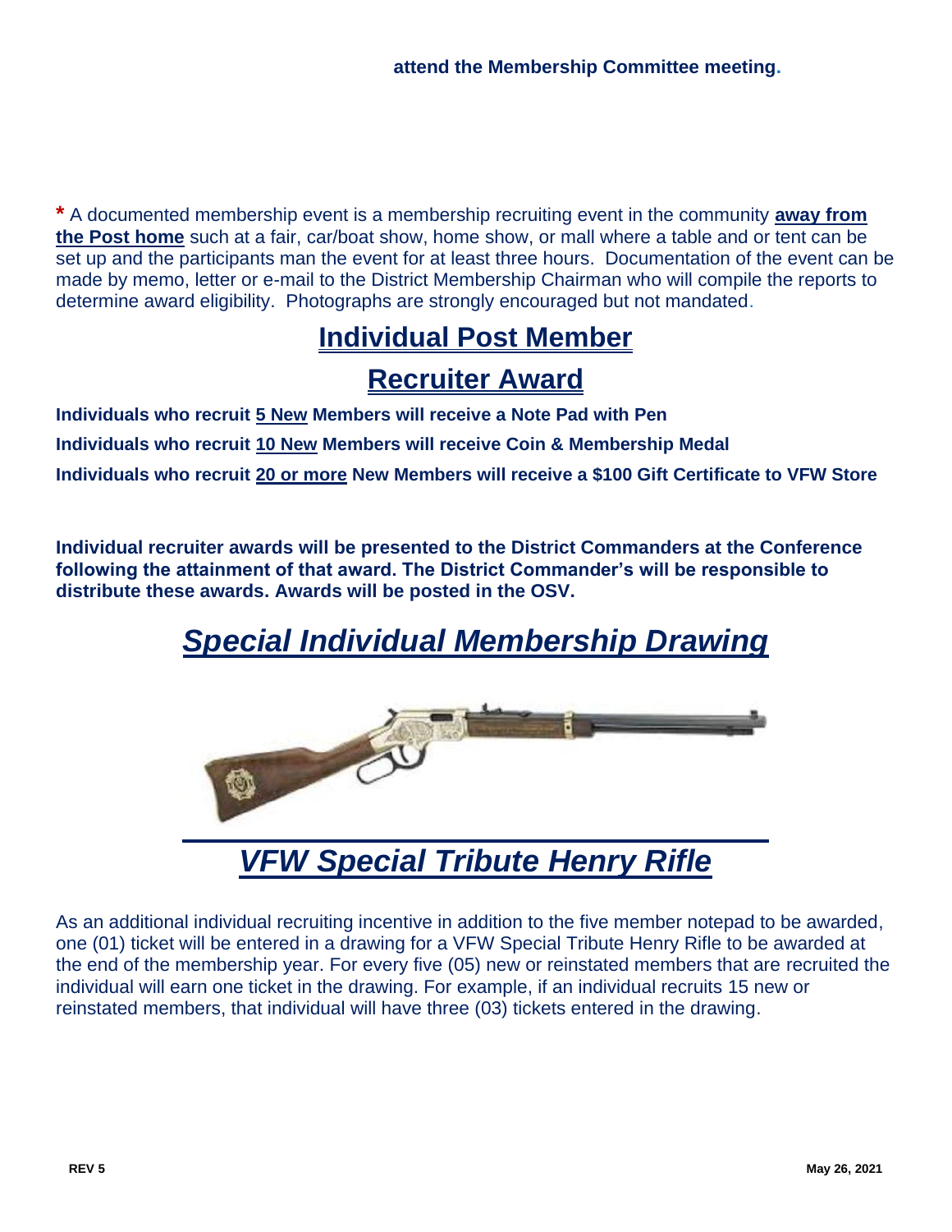**attend the Membership Committee meeting.**

**\*** A documented membership event is a membership recruiting event in the community **away from the Post home** such at a fair, car/boat show, home show, or mall where a table and or tent can be set up and the participants man the event for at least three hours. Documentation of the event can be made by memo, letter or e-mail to the District Membership Chairman who will compile the reports to determine award eligibility. Photographs are strongly encouraged but not mandated.

## Individual Post Member

## Recruiter Award

**Individuals who recruit 5 New Members will receive a Note Pad with Pen**

**Individuals who recruit 10 New Members will receive Coin & Membership Medal**

**Individuals who recruit 20 or more New Members will receive a $100 Gift Certificate to VFW Store**

**Individual recruiter awards will be presented to the District Commanders at the Conference following the attainment of that award. The District Commander's will be responsible to distribute these awards. Awards will be posted in the OSV.**

## *Special Individual Membership Drawing*

## *VFW Special Tribute Henry Rifle*

As an additional individual recruiting incentive in addition to the five member notepad to be awarded, one (01) ticket will be entered in a drawing for a VFW Special Tribute Henry Rifle to be awarded at the end of the membership year. For every five (05) new or reinstated members that are recruited the individual will earn one ticket in the drawing. For example, if an individual recruits 15 new or reinstated members, that individual will have three (03) tickets entered in the drawing.

**REV 5** **May 26, 2021**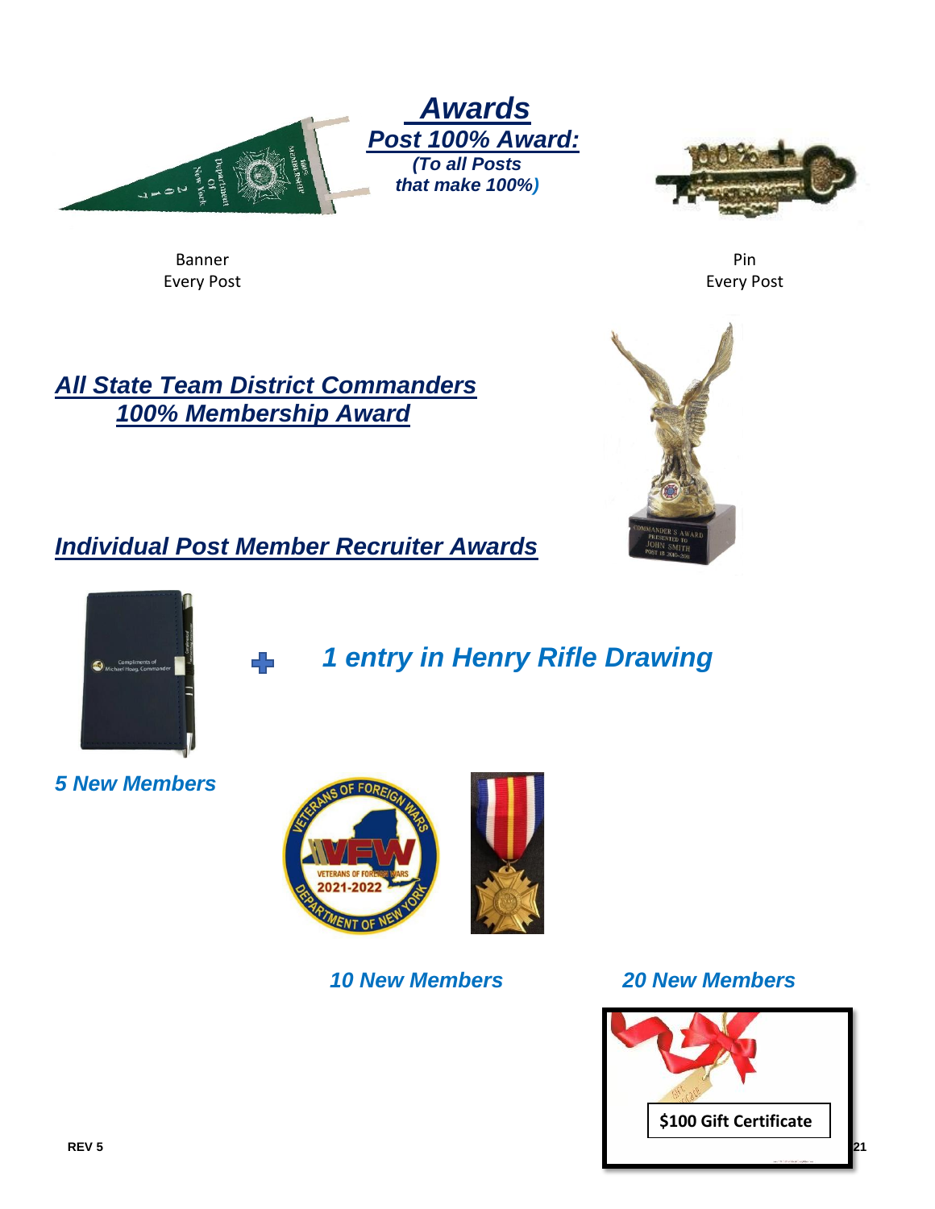# *Awards*

## *Post 100% Award:*

***(To all Posts that make 100%)***

Banner
Every Post

Pin
Every Post

## *All State Team District Commanders 100% Membership Award*

## *Individual Post Member Recruiter Awards*

***1 entry in Henry Rifle Drawing***

***5 New Members***

***10 New Members***

***20 New Members***

**$100 Gift Certificate**

REV 5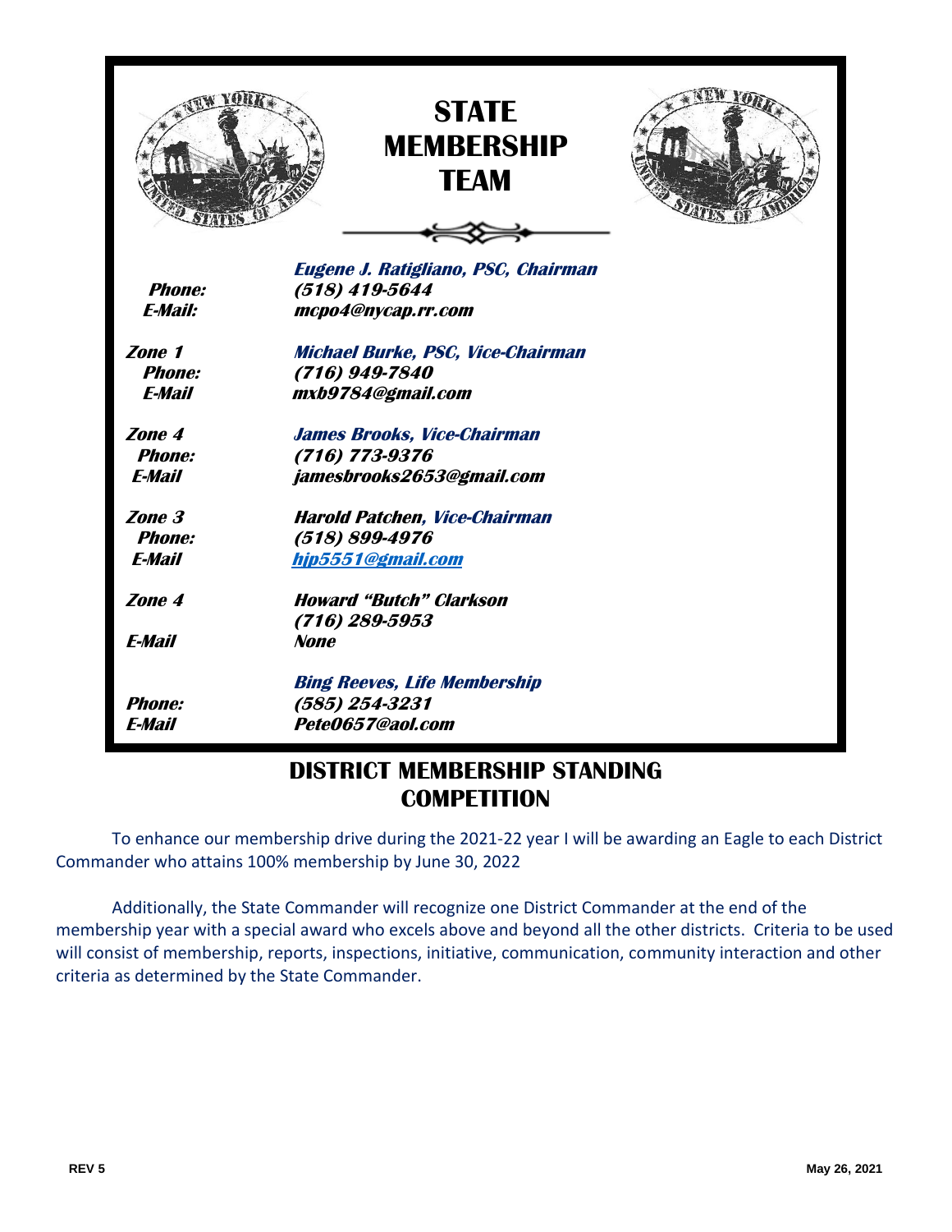# STATE MEMBERSHIP TEAM

| | |
|---|---|
| | ***Eugene J. Ratigliano, PSC, Chairman*** |
| ***Phone:*** | ***(518) 419-5644*** |
| ***E-Mail:*** | ***mcpo4@nycap.rr.com*** |
| ***Zone 1*** | ***Michael Burke, PSC, Vice-Chairman*** |
| ***Phone:*** | ***(716) 949-7840*** |
| ***E-Mail*** | ***mxb9784@gmail.com*** |
| ***Zone 4*** | ***James Brooks, Vice-Chairman*** |
| ***Phone:*** | ***(716) 773-9376*** |
| ***E-Mail*** | ***jamesbrooks2653@gmail.com*** |
| ***Zone 3*** | ***Harold Patchen, Vice-Chairman*** |
| ***Phone:*** | ***(518) 899-4976*** |
| ***E-Mail*** | ***hjp5551@gmail.com*** |
| ***Zone 4*** | ***Howard "Butch" Clarkson*** |
| | ***(716) 289-5953*** |
| ***E-Mail*** | ***None*** |
| | ***Bing Reeves, Life Membership*** |
| ***Phone:*** | ***(585) 254-3231*** |
| ***E-Mail*** | ***Pete0657@aol.com*** |

## DISTRICT MEMBERSHIP STANDING COMPETITION

To enhance our membership drive during the 2021-22 year I will be awarding an Eagle to each District Commander who attains 100% membership by June 30, 2022

Additionally, the State Commander will recognize one District Commander at the end of the membership year with a special award who excels above and beyond all the other districts. Criteria to be used will consist of membership, reports, inspections, initiative, communication, community interaction and other criteria as determined by the State Commander.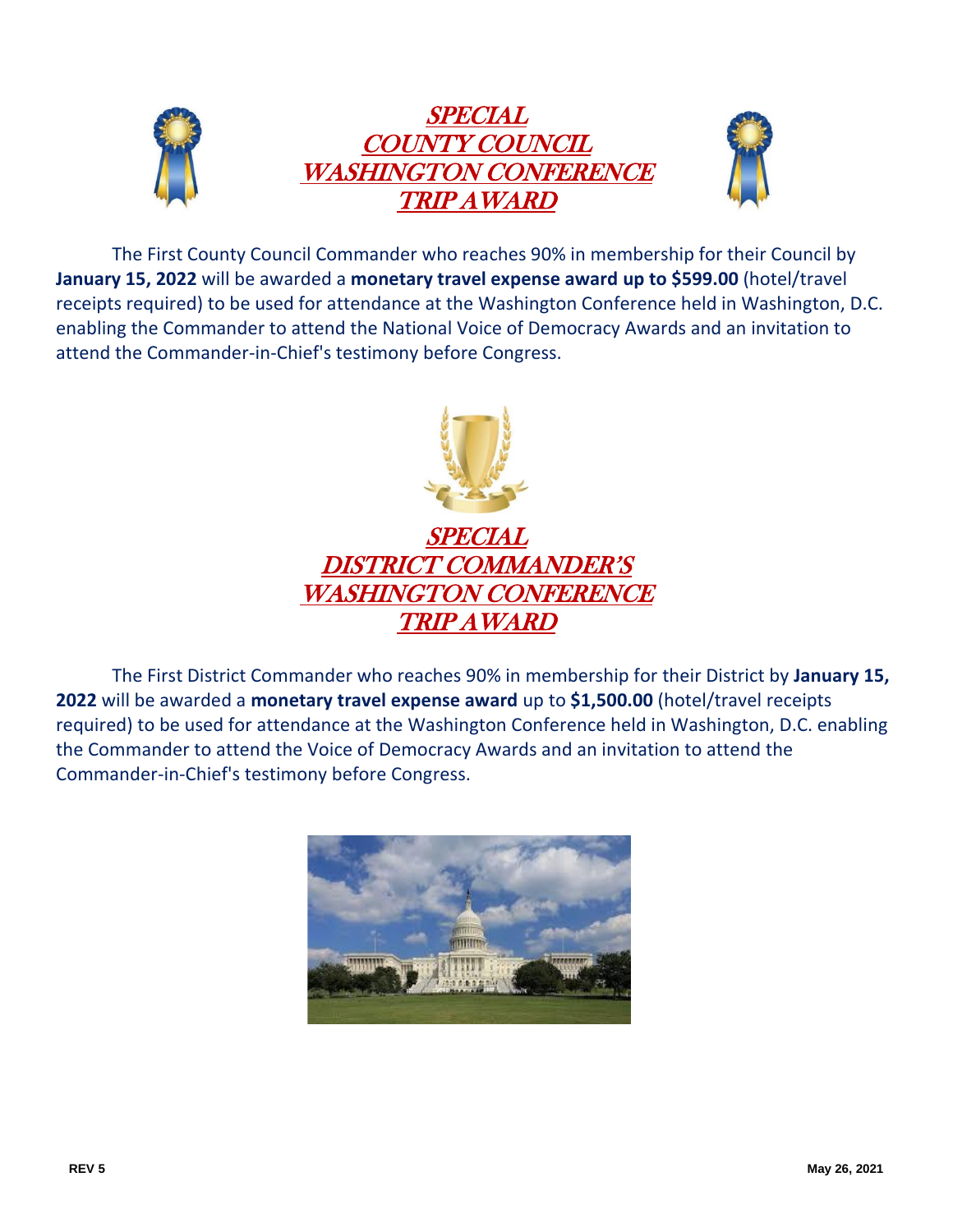# *SPECIAL COUNTY COUNCIL WASHINGTON CONFERENCE TRIP AWARD*

The First County Council Commander who reaches 90% in membership for their Council by **January 15, 2022** will be awarded a **monetary travel expense award up to $599.00** (hotel/travel receipts required) to be used for attendance at the Washington Conference held in Washington, D.C. enabling the Commander to attend the National Voice of Democracy Awards and an invitation to attend the Commander-in-Chief's testimony before Congress.

# *SPECIAL DISTRICT COMMANDER'S WASHINGTON CONFERENCE TRIP AWARD*

The First District Commander who reaches 90% in membership for their District by **January 15, 2022** will be awarded a **monetary travel expense award** up to **$1,500.00** (hotel/travel receipts required) to be used for attendance at the Washington Conference held in Washington, D.C. enabling the Commander to attend the Voice of Democracy Awards and an invitation to attend the Commander-in-Chief's testimony before Congress.

**REV 5** **May 26, 2021**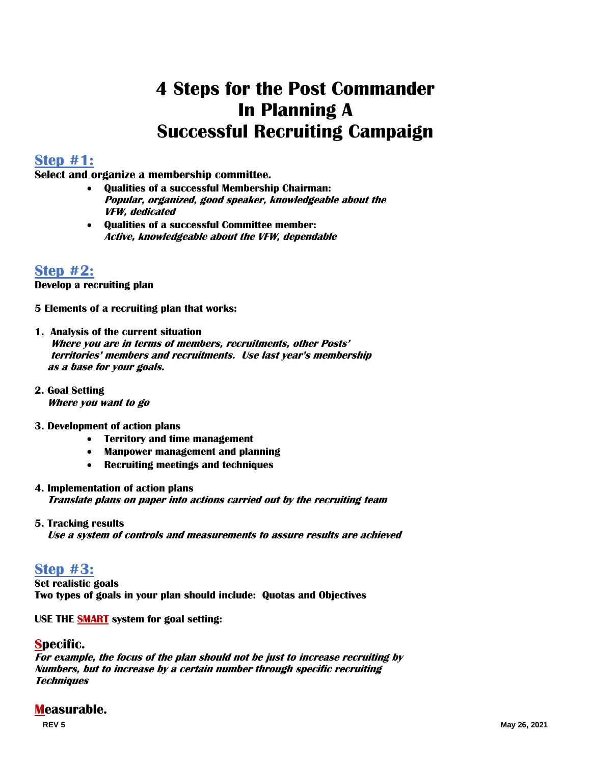# 4 Steps for the Post Commander In Planning A Successful Recruiting Campaign

## Step #1:

**Select and organize a membership committee.**

- **Qualities of a successful Membership Chairman:**
  ***Popular, organized, good speaker, knowledgeable about the VFW, dedicated***
- **Qualities of a successful Committee member:**
  ***Active, knowledgeable about the VFW, dependable***

## Step #2:

**Develop a recruiting plan**

**5 Elements of a recruiting plan that works:**

1. **Analysis of the current situation**
   ***Where you are in terms of members, recruitments, other Posts' territories' members and recruitments. Use last year's membership as a base for your goals.***

2. **Goal Setting**
   ***Where you want to go***

3. **Development of action plans**
   - **Territory and time management**
   - **Manpower management and planning**
   - **Recruiting meetings and techniques**

4. **Implementation of action plans**
   ***Translate plans on paper into actions carried out by the recruiting team***

5. **Tracking results**
   ***Use a system of controls and measurements to assure results are achieved***

## Step #3:

**Set realistic goals**
**Two types of goals in your plan should include: Quotas and Objectives**

**USE THE SMART system for goal setting:**

### Specific.

***For example, the focus of the plan should not be just to increase recruiting by Numbers, but to increase by a certain number through specific recruiting Techniques***

### Measurable.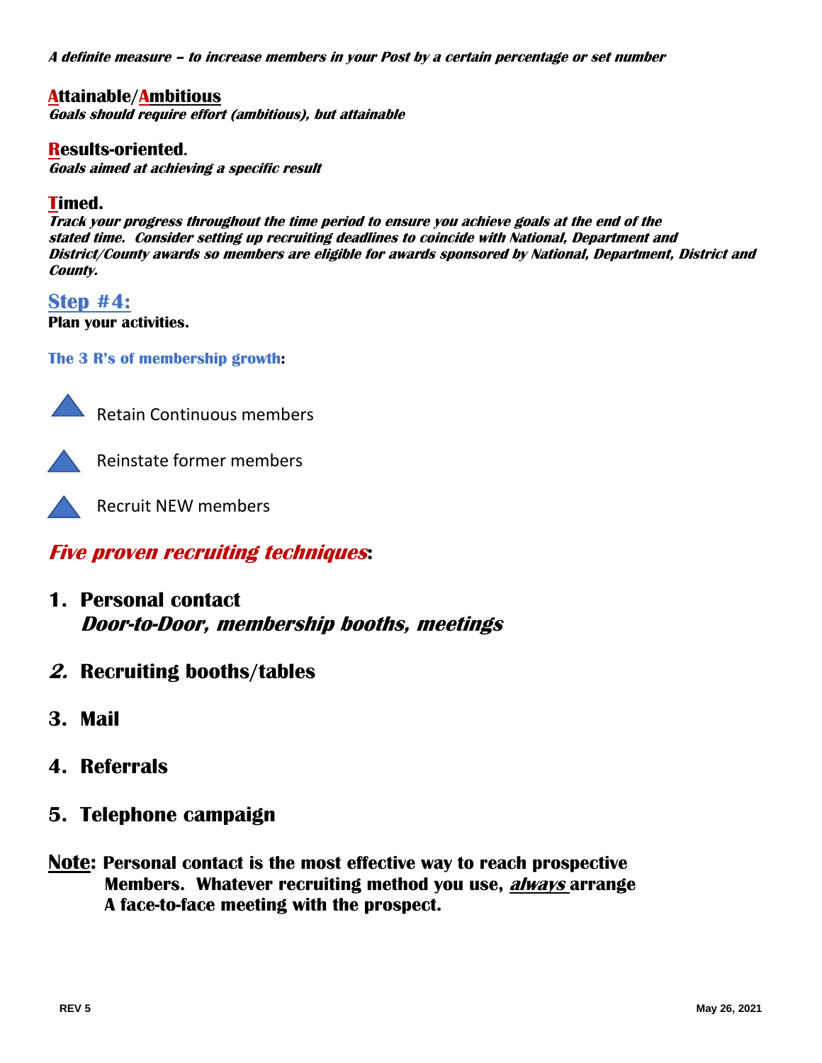***A definite measure – to increase members in your Post by a certain percentage or set number***

**Attainable/Ambitious**
***Goals should require effort (ambitious), but attainable***

**Results-oriented.**
***Goals aimed at achieving a specific result***

**Timed.**
***Track your progress throughout the time period to ensure you achieve goals at the end of the stated time. Consider setting up recruiting deadlines to coincide with National, Department and District/County awards so members are eligible for awards sponsored by National, Department, District and County.***

## Step #4:

**Plan your activities.**

**The 3 R's of membership growth:**

- Retain Continuous members
- Reinstate former members
- Recruit NEW members

## *Five proven recruiting techniques*:

1. **Personal contact**
   ***Door-to-Door, membership booths, meetings***
2. **Recruiting booths/tables**
3. **Mail**
4. **Referrals**
5. **Telephone campaign**

**Note: Personal contact is the most effective way to reach prospective Members. Whatever recruiting method you use, *always* arrange A face-to-face meeting with the prospect.**

REV 5 May 26, 2021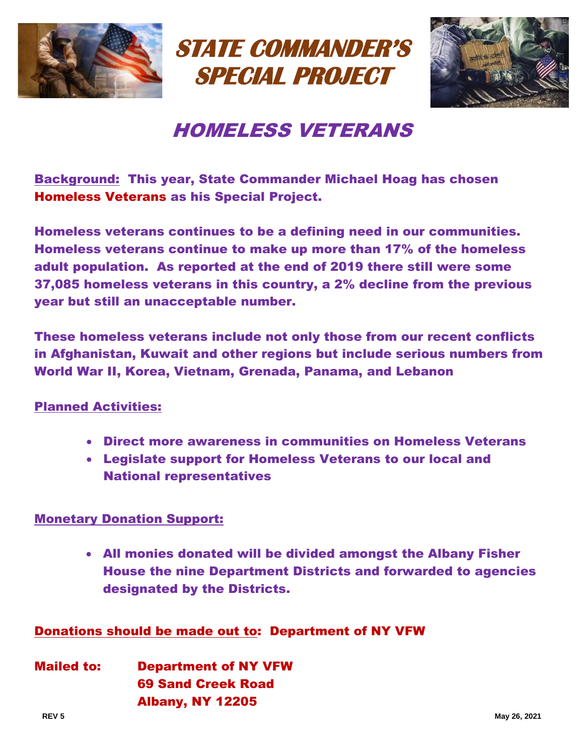# STATE COMMANDER'S SPECIAL PROJECT

## HOMELESS VETERANS

**Background:** This year, State Commander Michael Hoag has chosen **Homeless Veterans** as his Special Project.

Homeless veterans continues to be a defining need in our communities. Homeless veterans continue to make up more than 17% of the homeless adult population. As reported at the end of 2019 there still were some 37,085 homeless veterans in this country, a 2% decline from the previous year but still an unacceptable number.

These homeless veterans include not only those from our recent conflicts in Afghanistan, Kuwait and other regions but include serious numbers from World War II, Korea, Vietnam, Grenada, Panama, and Lebanon

**Planned Activities:**

- Direct more awareness in communities on Homeless Veterans
- Legislate support for Homeless Veterans to our local and National representatives

**Monetary Donation Support:**

- All monies donated will be divided amongst the Albany Fisher House the nine Department Districts and forwarded to agencies designated by the Districts.

**Donations should be made out to:** Department of NY VFW

**Mailed to:** Department of NY VFW
69 Sand Creek Road
Albany, NY 12205

REV 5 May 26, 2021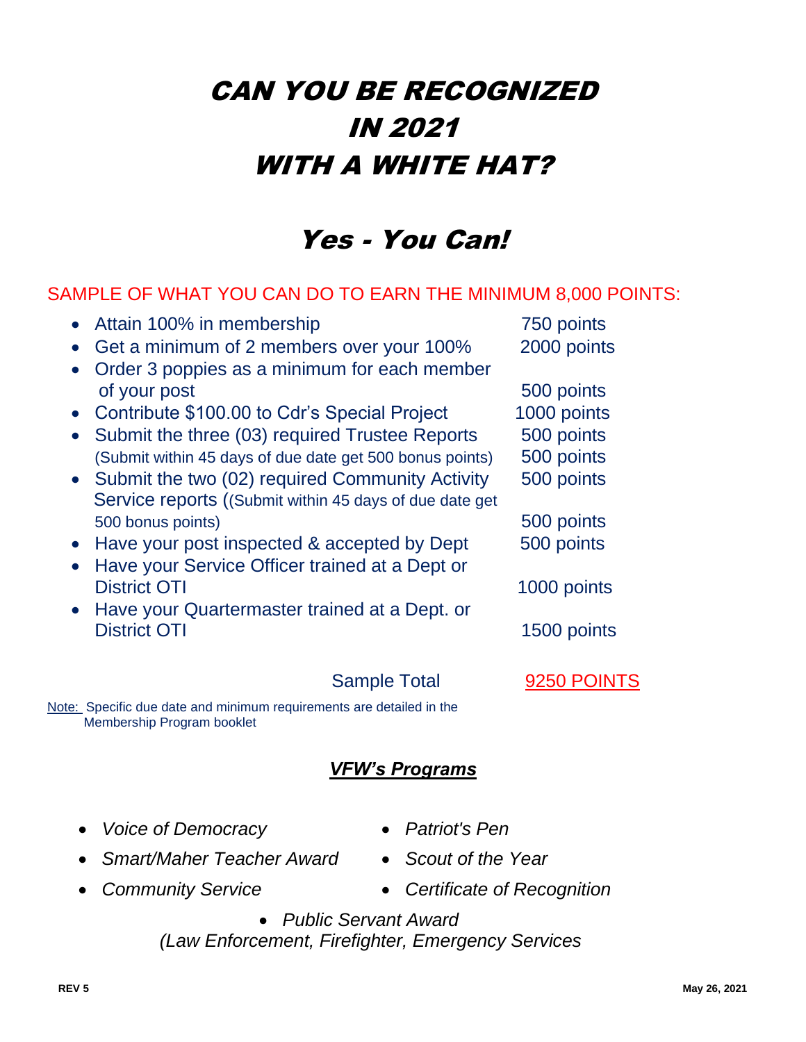# CAN YOU BE RECOGNIZED IN 2021 WITH A WHITE HAT?

## Yes - You Can!

SAMPLE OF WHAT YOU CAN DO TO EARN THE MINIMUM 8,000 POINTS:

| | |
|---|---|
| • Attain 100% in membership | 750 points |
| • Get a minimum of 2 members over your 100% | 2000 points |
| • Order 3 poppies as a minimum for each member of your post | 500 points |
| • Contribute $100.00 to Cdr's Special Project | 1000 points |
| • Submit the three (03) required Trustee Reports | 500 points |
| (Submit within 45 days of due date get 500 bonus points) | 500 points |
| • Submit the two (02) required Community Activity Service reports ((Submit within 45 days of due date get | 500 points |
| 500 bonus points) | 500 points |
| • Have your post inspected & accepted by Dept | 500 points |
| • Have your Service Officer trained at a Dept or District OTI | 1000 points |
| • Have your Quartermaster trained at a Dept. or District OTI | 1500 points |
| Sample Total | 9250 POINTS |

Note: Specific due date and minimum requirements are detailed in the Membership Program booklet

## *VFW's Programs*

- *Voice of Democracy*
- *Patriot's Pen*
- *Smart/Maher Teacher Award*
- *Scout of the Year*
- *Community Service*
- *Certificate of Recognition*
- *Public Servant Award*
  *(Law Enforcement, Firefighter, Emergency Services*

REV 5

May 26, 2021